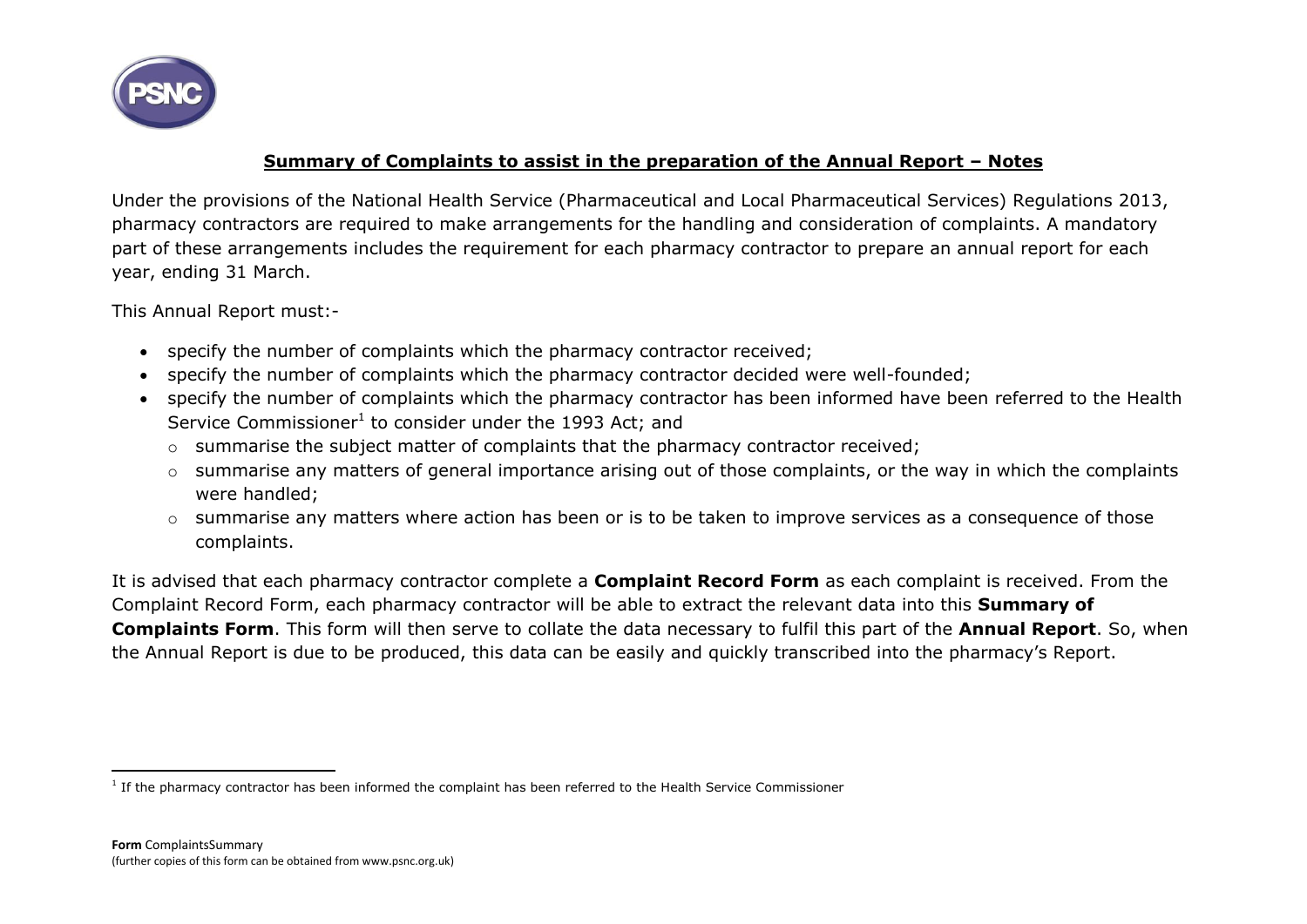## Summary of Complaints to assist in the preparation of the Annual Report – Notes

Under the provisions of the National Health Service (Pharmaceutical and Local Pharmaceutical Services) Regulations 2013, pharmacy contractors are required to make arrangements for the handling and consideration of complaints. A mandatory part of these arrangements includes the requirement for each pharmacy contractor to prepare an annual report for each year, ending 31 March.

This Annual Report must:-

- specify the number of complaints which the pharmacy contractor received;
- specify the number of complaints which the pharmacy contractor decided were well-founded;
- specify the number of complaints which the pharmacy contractor has been informed have been referred to the Health Service Commissioner[1] to consider under the 1993 Act; and
  - summarise the subject matter of complaints that the pharmacy contractor received;
  - summarise any matters of general importance arising out of those complaints, or the way in which the complaints were handled;
  - summarise any matters where action has been or is to be taken to improve services as a consequence of those complaints.

It is advised that each pharmacy contractor complete a **Complaint Record Form** as each complaint is received. From the Complaint Record Form, each pharmacy contractor will be able to extract the relevant data into this **Summary of Complaints Form**. This form will then serve to collate the data necessary to fulfil this part of the **Annual Report**. So, when the Annual Report is due to be produced, this data can be easily and quickly transcribed into the pharmacy's Report.

---

[1] If the pharmacy contractor has been informed the complaint has been referred to the Health Service Commissioner

**Form** ComplaintsSummary
(further copies of this form can be obtained from www.psnc.org.uk)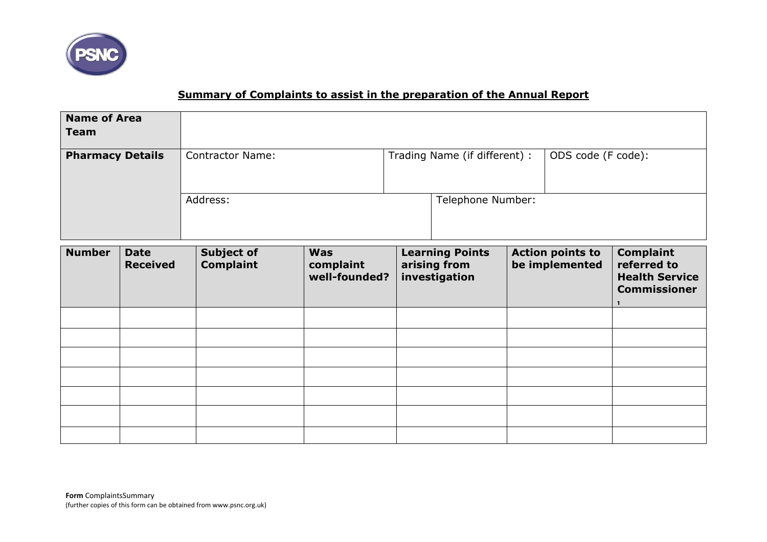## Summary of Complaints to assist in the preparation of the Annual Report

| | | | |
|---|---|---|---|
| **Name of Area Team** | | | |
| **Pharmacy Details** | Contractor Name: | Trading Name (if different) : | ODS code (F code): |
| | Address: | Telephone Number: | |

| Number | Date Received | Subject of Complaint | Was complaint well-founded? | Learning Points arising from investigation | Action points to be implemented | Complaint referred to Health Service Commissioner [1] |
|---|---|---|---|---|---|---|
| | | | | | | |
| | | | | | | |
| | | | | | | |
| | | | | | | |
| | | | | | | |
| | | | | | | |
| | | | | | | |

**Form** ComplaintsSummary
(further copies of this form can be obtained from www.psnc.org.uk)